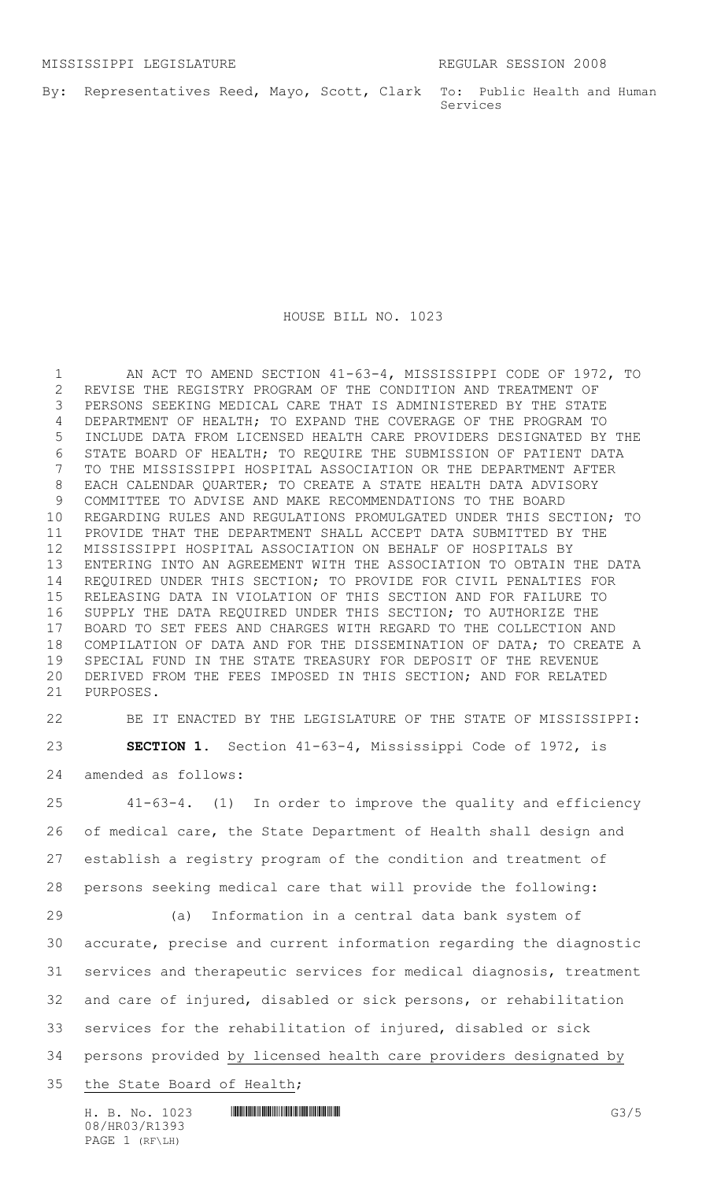MISSISSIPPI LEGISLATURE REGULAR SESSION 2008

By: Representatives Reed, Mayo, Scott, Clark To: Public Health and Human Services

# HOUSE BILL NO. 1023

AN ACT TO AMEND SECTION 41-63-4, MISSISSIPPI CODE OF 1972, TO REVISE THE REGISTRY PROGRAM OF THE CONDITION AND TREATMENT OF PERSONS SEEKING MEDICAL CARE THAT IS ADMINISTERED BY THE STATE DEPARTMENT OF HEALTH; TO EXPAND THE COVERAGE OF THE PROGRAM TO INCLUDE DATA FROM LICENSED HEALTH CARE PROVIDERS DESIGNATED BY THE STATE BOARD OF HEALTH; TO REQUIRE THE SUBMISSION OF PATIENT DATA TO THE MISSISSIPPI HOSPITAL ASSOCIATION OR THE DEPARTMENT AFTER EACH CALENDAR QUARTER; TO CREATE A STATE HEALTH DATA ADVISORY COMMITTEE TO ADVISE AND MAKE RECOMMENDATIONS TO THE BOARD REGARDING RULES AND REGULATIONS PROMULGATED UNDER THIS SECTION; TO PROVIDE THAT THE DEPARTMENT SHALL ACCEPT DATA SUBMITTED BY THE MISSISSIPPI HOSPITAL ASSOCIATION ON BEHALF OF HOSPITALS BY ENTERING INTO AN AGREEMENT WITH THE ASSOCIATION TO OBTAIN THE DATA REQUIRED UNDER THIS SECTION; TO PROVIDE FOR CIVIL PENALTIES FOR RELEASING DATA IN VIOLATION OF THIS SECTION AND FOR FAILURE TO SUPPLY THE DATA REQUIRED UNDER THIS SECTION; TO AUTHORIZE THE BOARD TO SET FEES AND CHARGES WITH REGARD TO THE COLLECTION AND COMPILATION OF DATA AND FOR THE DISSEMINATION OF DATA; TO CREATE A SPECIAL FUND IN THE STATE TREASURY FOR DEPOSIT OF THE REVENUE DERIVED FROM THE FEES IMPOSED IN THIS SECTION; AND FOR RELATED PURPOSES.

BE IT ENACTED BY THE LEGISLATURE OF THE STATE OF MISSISSIPPI:

**SECTION 1.** Section 41-63-4, Mississippi Code of 1972, is amended as follows:

41-63-4. (1) In order to improve the quality and efficiency of medical care, the State Department of Health shall design and establish a registry program of the condition and treatment of persons seeking medical care that will provide the following:

(a) Information in a central data bank system of accurate, precise and current information regarding the diagnostic services and therapeutic services for medical diagnosis, treatment and care of injured, disabled or sick persons, or rehabilitation services for the rehabilitation of injured, disabled or sick persons provided by licensed health care providers designated by the State Board of Health;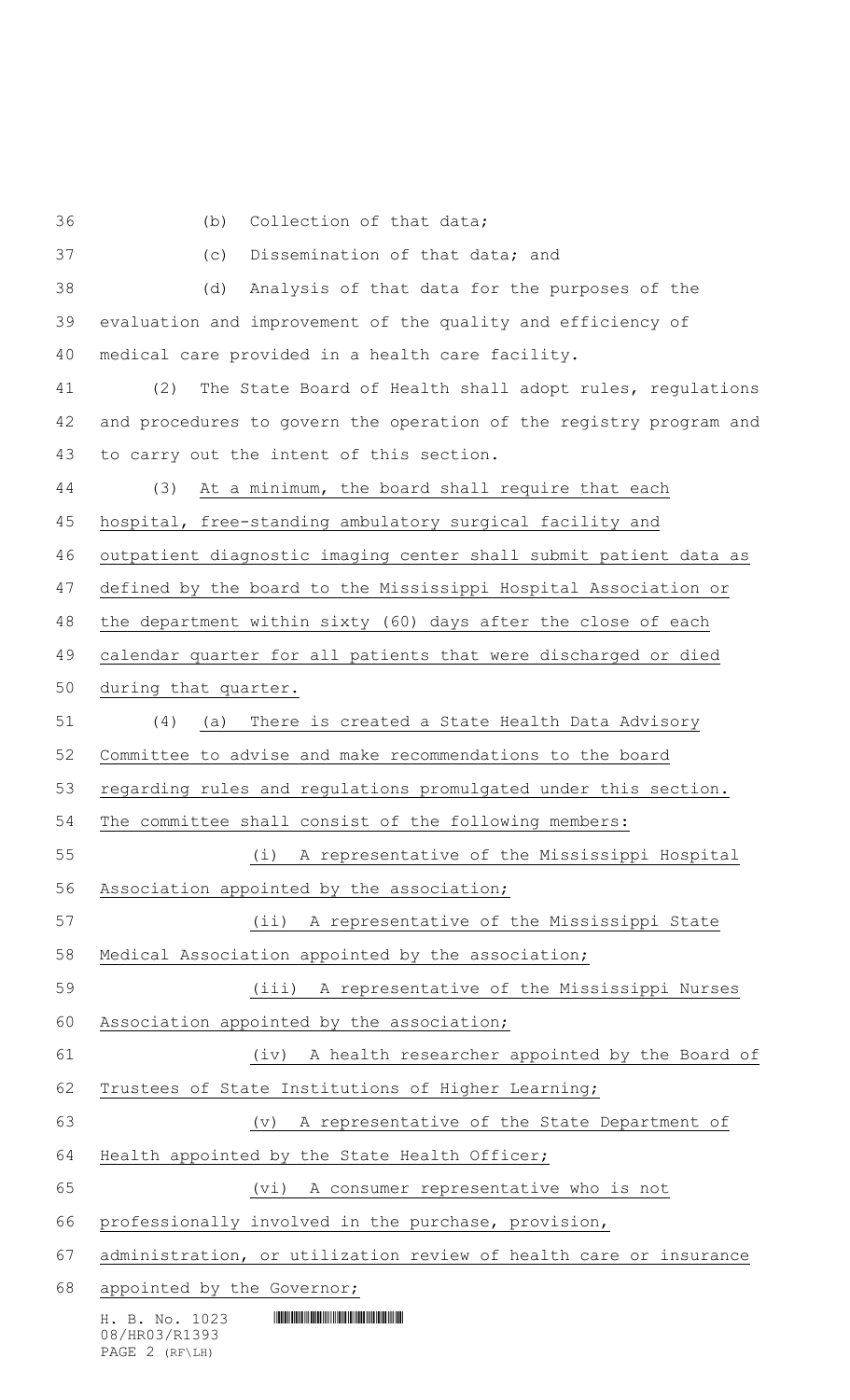(b) Collection of that data;

(c) Dissemination of that data; and

(d) Analysis of that data for the purposes of the evaluation and improvement of the quality and efficiency of medical care provided in a health care facility.

(2) The State Board of Health shall adopt rules, regulations and procedures to govern the operation of the registry program and to carry out the intent of this section.

(3) At a minimum, the board shall require that each hospital, free-standing ambulatory surgical facility and outpatient diagnostic imaging center shall submit patient data as defined by the board to the Mississippi Hospital Association or the department within sixty (60) days after the close of each calendar quarter for all patients that were discharged or died during that quarter.

(4) (a) There is created a State Health Data Advisory Committee to advise and make recommendations to the board regarding rules and regulations promulgated under this section. The committee shall consist of the following members:

(i) A representative of the Mississippi Hospital Association appointed by the association;

(ii) A representative of the Mississippi State Medical Association appointed by the association;

(iii) A representative of the Mississippi Nurses Association appointed by the association;

(iv) A health researcher appointed by the Board of Trustees of State Institutions of Higher Learning;

(v) A representative of the State Department of Health appointed by the State Health Officer;

(vi) A consumer representative who is not professionally involved in the purchase, provision, administration, or utilization review of health care or insurance appointed by the Governor;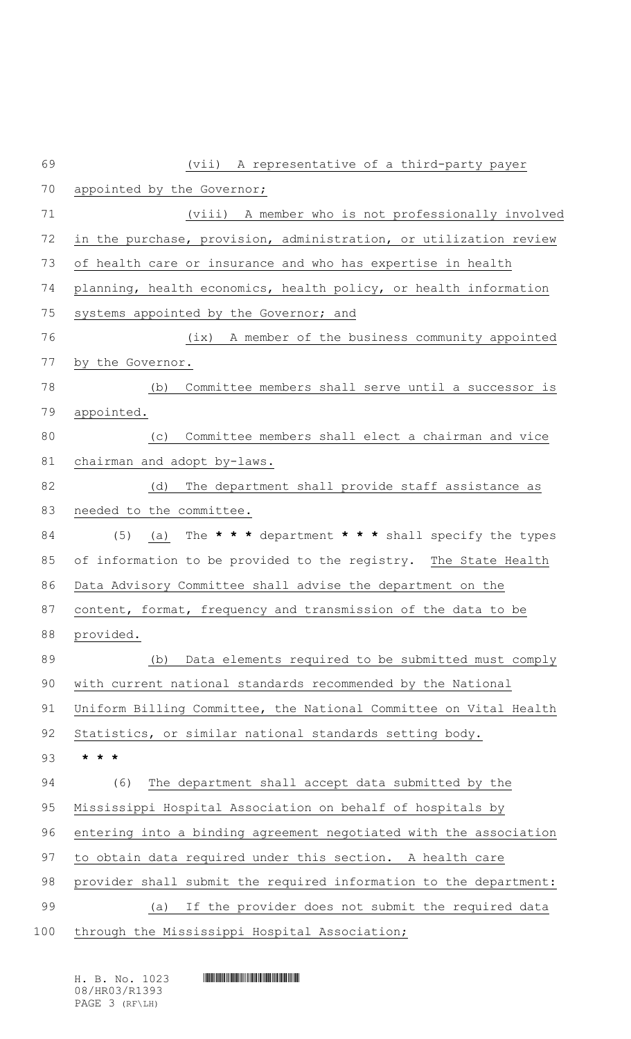(vii) A representative of a third-party payer appointed by the Governor;

(viii) A member who is not professionally involved in the purchase, provision, administration, or utilization review of health care or insurance and who has expertise in health planning, health economics, health policy, or health information systems appointed by the Governor; and

(ix) A member of the business community appointed by the Governor.

(b) Committee members shall serve until a successor is appointed.

(c) Committee members shall elect a chairman and vice chairman and adopt by-laws.

(d) The department shall provide staff assistance as needed to the committee.

(5) (a) The **\* \* \*** department **\* \* \*** shall specify the types of information to be provided to the registry. The State Health Data Advisory Committee shall advise the department on the content, format, frequency and transmission of the data to be provided.

(b) Data elements required to be submitted must comply with current national standards recommended by the National Uniform Billing Committee, the National Committee on Vital Health Statistics, or similar national standards setting body.

**\* \* \***

(6) The department shall accept data submitted by the Mississippi Hospital Association on behalf of hospitals by entering into a binding agreement negotiated with the association to obtain data required under this section. A health care provider shall submit the required information to the department:

(a) If the provider does not submit the required data through the Mississippi Hospital Association;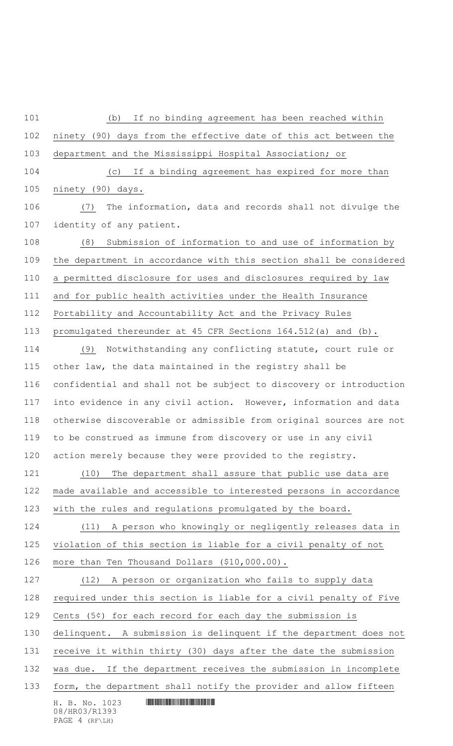(b) If no binding agreement has been reached within ninety (90) days from the effective date of this act between the department and the Mississippi Hospital Association; or

(c) If a binding agreement has expired for more than ninety (90) days.

(7) The information, data and records shall not divulge the identity of any patient.

(8) Submission of information to and use of information by the department in accordance with this section shall be considered a permitted disclosure for uses and disclosures required by law and for public health activities under the Health Insurance Portability and Accountability Act and the Privacy Rules promulgated thereunder at 45 CFR Sections 164.512(a) and (b).

(9) Notwithstanding any conflicting statute, court rule or other law, the data maintained in the registry shall be confidential and shall not be subject to discovery or introduction into evidence in any civil action. However, information and data otherwise discoverable or admissible from original sources are not to be construed as immune from discovery or use in any civil action merely because they were provided to the registry.

(10) The department shall assure that public use data are made available and accessible to interested persons in accordance with the rules and regulations promulgated by the board.

(11) A person who knowingly or negligently releases data in violation of this section is liable for a civil penalty of not more than Ten Thousand Dollars ($10,000.00).

(12) A person or organization who fails to supply data required under this section is liable for a civil penalty of Five Cents (5¢) for each record for each day the submission is delinquent. A submission is delinquent if the department does not receive it within thirty (30) days after the date the submission was due. If the department receives the submission in incomplete form, the department shall notify the provider and allow fifteen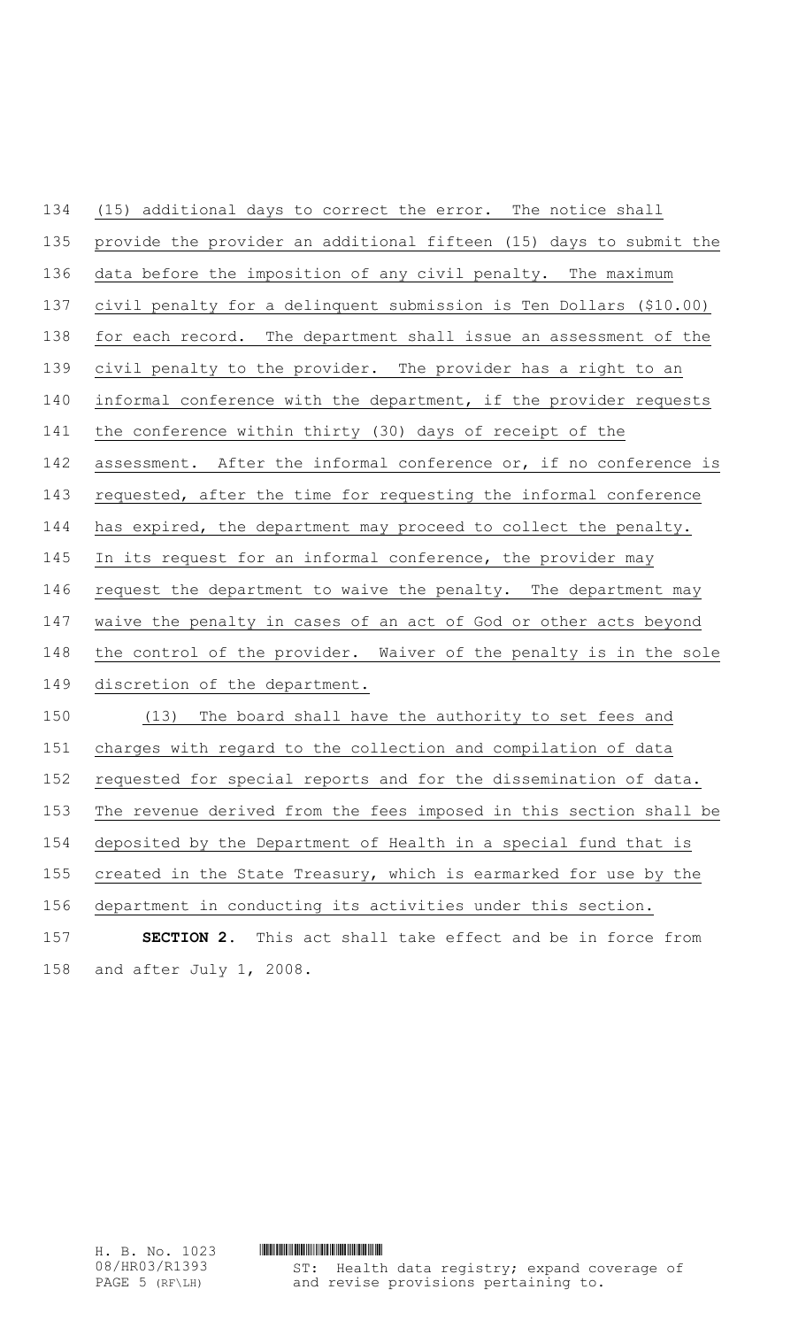(15) additional days to correct the error. The notice shall provide the provider an additional fifteen (15) days to submit the data before the imposition of any civil penalty. The maximum civil penalty for a delinquent submission is Ten Dollars ($10.00) for each record. The department shall issue an assessment of the civil penalty to the provider. The provider has a right to an informal conference with the department, if the provider requests the conference within thirty (30) days of receipt of the assessment. After the informal conference or, if no conference is requested, after the time for requesting the informal conference has expired, the department may proceed to collect the penalty. In its request for an informal conference, the provider may request the department to waive the penalty. The department may waive the penalty in cases of an act of God or other acts beyond the control of the provider. Waiver of the penalty is in the sole discretion of the department.

(13) The board shall have the authority to set fees and charges with regard to the collection and compilation of data requested for special reports and for the dissemination of data. The revenue derived from the fees imposed in this section shall be deposited by the Department of Health in a special fund that is created in the State Treasury, which is earmarked for use by the department in conducting its activities under this section.

**SECTION 2.** This act shall take effect and be in force from and after July 1, 2008.

ST: Health data registry; expand coverage of and revise provisions pertaining to.